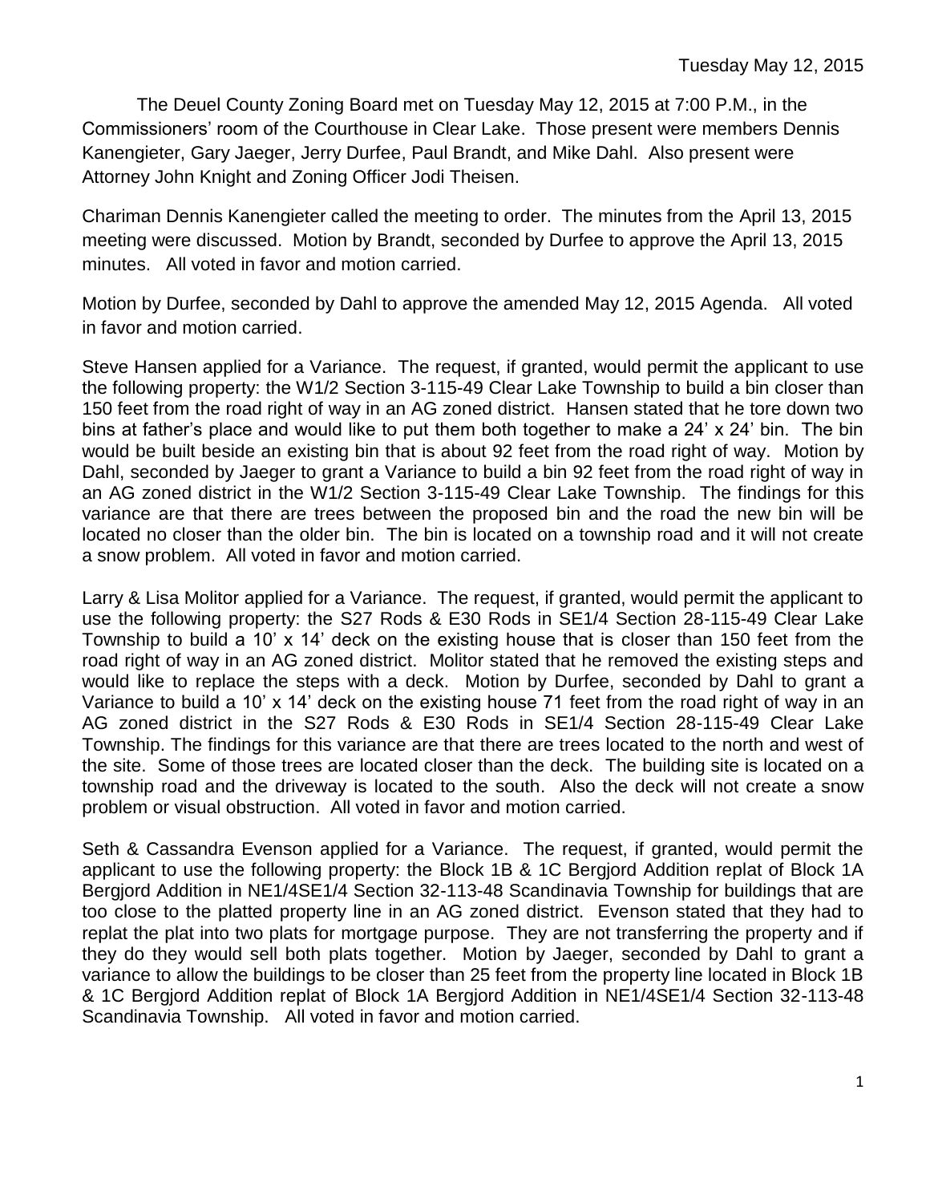Tuesday May 12, 2015

The Deuel County Zoning Board met on Tuesday May 12, 2015 at 7:00 P.M., in the Commissioners' room of the Courthouse in Clear Lake. Those present were members Dennis Kanengieter, Gary Jaeger, Jerry Durfee, Paul Brandt, and Mike Dahl. Also present were Attorney John Knight and Zoning Officer Jodi Theisen.

Chariman Dennis Kanengieter called the meeting to order. The minutes from the April 13, 2015 meeting were discussed. Motion by Brandt, seconded by Durfee to approve the April 13, 2015 minutes. All voted in favor and motion carried.

Motion by Durfee, seconded by Dahl to approve the amended May 12, 2015 Agenda. All voted in favor and motion carried.

Steve Hansen applied for a Variance. The request, if granted, would permit the applicant to use the following property: the W1/2 Section 3-115-49 Clear Lake Township to build a bin closer than 150 feet from the road right of way in an AG zoned district. Hansen stated that he tore down two bins at father's place and would like to put them both together to make a 24' x 24' bin. The bin would be built beside an existing bin that is about 92 feet from the road right of way. Motion by Dahl, seconded by Jaeger to grant a Variance to build a bin 92 feet from the road right of way in an AG zoned district in the W1/2 Section 3-115-49 Clear Lake Township. The findings for this variance are that there are trees between the proposed bin and the road the new bin will be located no closer than the older bin. The bin is located on a township road and it will not create a snow problem. All voted in favor and motion carried.

Larry & Lisa Molitor applied for a Variance. The request, if granted, would permit the applicant to use the following property: the S27 Rods & E30 Rods in SE1/4 Section 28-115-49 Clear Lake Township to build a 10' x 14' deck on the existing house that is closer than 150 feet from the road right of way in an AG zoned district. Molitor stated that he removed the existing steps and would like to replace the steps with a deck. Motion by Durfee, seconded by Dahl to grant a Variance to build a 10' x 14' deck on the existing house 71 feet from the road right of way in an AG zoned district in the S27 Rods & E30 Rods in SE1/4 Section 28-115-49 Clear Lake Township. The findings for this variance are that there are trees located to the north and west of the site. Some of those trees are located closer than the deck. The building site is located on a township road and the driveway is located to the south. Also the deck will not create a snow problem or visual obstruction. All voted in favor and motion carried.

Seth & Cassandra Evenson applied for a Variance. The request, if granted, would permit the applicant to use the following property: the Block 1B & 1C Bergjord Addition replat of Block 1A Bergjord Addition in NE1/4SE1/4 Section 32-113-48 Scandinavia Township for buildings that are too close to the platted property line in an AG zoned district. Evenson stated that they had to replat the plat into two plats for mortgage purpose. They are not transferring the property and if they do they would sell both plats together. Motion by Jaeger, seconded by Dahl to grant a variance to allow the buildings to be closer than 25 feet from the property line located in Block 1B & 1C Bergjord Addition replat of Block 1A Bergjord Addition in NE1/4SE1/4 Section 32-113-48 Scandinavia Township. All voted in favor and motion carried.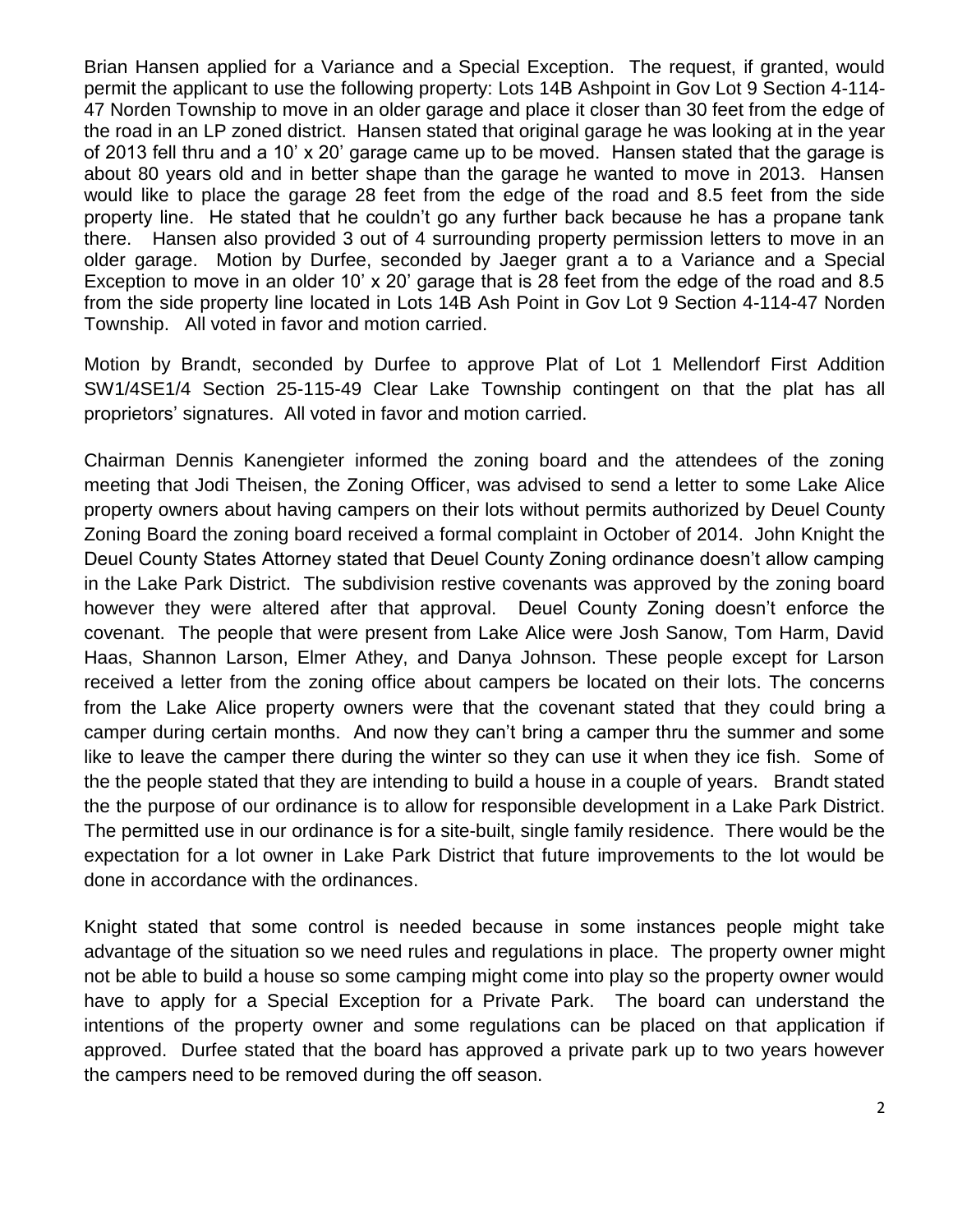Brian Hansen applied for a Variance and a Special Exception. The request, if granted, would permit the applicant to use the following property: Lots 14B Ashpoint in Gov Lot 9 Section 4-114-47 Norden Township to move in an older garage and place it closer than 30 feet from the edge of the road in an LP zoned district. Hansen stated that original garage he was looking at in the year of 2013 fell thru and a 10' x 20' garage came up to be moved. Hansen stated that the garage is about 80 years old and in better shape than the garage he wanted to move in 2013. Hansen would like to place the garage 28 feet from the edge of the road and 8.5 feet from the side property line. He stated that he couldn't go any further back because he has a propane tank there. Hansen also provided 3 out of 4 surrounding property permission letters to move in an older garage. Motion by Durfee, seconded by Jaeger grant a to a Variance and a Special Exception to move in an older 10' x 20' garage that is 28 feet from the edge of the road and 8.5 from the side property line located in Lots 14B Ash Point in Gov Lot 9 Section 4-114-47 Norden Township. All voted in favor and motion carried.

Motion by Brandt, seconded by Durfee to approve Plat of Lot 1 Mellendorf First Addition SW1/4SE1/4 Section 25-115-49 Clear Lake Township contingent on that the plat has all proprietors' signatures. All voted in favor and motion carried.

Chairman Dennis Kanengieter informed the zoning board and the attendees of the zoning meeting that Jodi Theisen, the Zoning Officer, was advised to send a letter to some Lake Alice property owners about having campers on their lots without permits authorized by Deuel County Zoning Board the zoning board received a formal complaint in October of 2014. John Knight the Deuel County States Attorney stated that Deuel County Zoning ordinance doesn't allow camping in the Lake Park District. The subdivision restive covenants was approved by the zoning board however they were altered after that approval. Deuel County Zoning doesn't enforce the covenant. The people that were present from Lake Alice were Josh Sanow, Tom Harm, David Haas, Shannon Larson, Elmer Athey, and Danya Johnson. These people except for Larson received a letter from the zoning office about campers be located on their lots. The concerns from the Lake Alice property owners were that the covenant stated that they could bring a camper during certain months. And now they can't bring a camper thru the summer and some like to leave the camper there during the winter so they can use it when they ice fish. Some of the the people stated that they are intending to build a house in a couple of years. Brandt stated the the purpose of our ordinance is to allow for responsible development in a Lake Park District. The permitted use in our ordinance is for a site-built, single family residence. There would be the expectation for a lot owner in Lake Park District that future improvements to the lot would be done in accordance with the ordinances.

Knight stated that some control is needed because in some instances people might take advantage of the situation so we need rules and regulations in place. The property owner might not be able to build a house so some camping might come into play so the property owner would have to apply for a Special Exception for a Private Park. The board can understand the intentions of the property owner and some regulations can be placed on that application if approved. Durfee stated that the board has approved a private park up to two years however the campers need to be removed during the off season.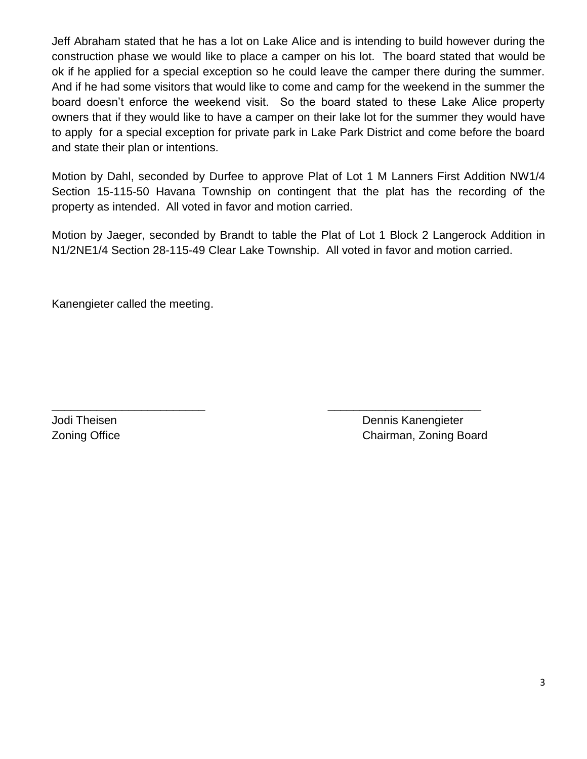Jeff Abraham stated that he has a lot on Lake Alice and is intending to build however during the construction phase we would like to place a camper on his lot. The board stated that would be ok if he applied for a special exception so he could leave the camper there during the summer. And if he had some visitors that would like to come and camp for the weekend in the summer the board doesn't enforce the weekend visit. So the board stated to these Lake Alice property owners that if they would like to have a camper on their lake lot for the summer they would have to apply for a special exception for private park in Lake Park District and come before the board and state their plan or intentions.

Motion by Dahl, seconded by Durfee to approve Plat of Lot 1 M Lanners First Addition NW1/4 Section 15-115-50 Havana Township on contingent that the plat has the recording of the property as intended. All voted in favor and motion carried.

Motion by Jaeger, seconded by Brandt to table the Plat of Lot 1 Block 2 Langerock Addition in N1/2NE1/4 Section 28-115-49 Clear Lake Township. All voted in favor and motion carried.

Kanengieter called the meeting.

________________________ ________________________

Jodi Theisen
Zoning Office

Dennis Kanengieter
Chairman, Zoning Board